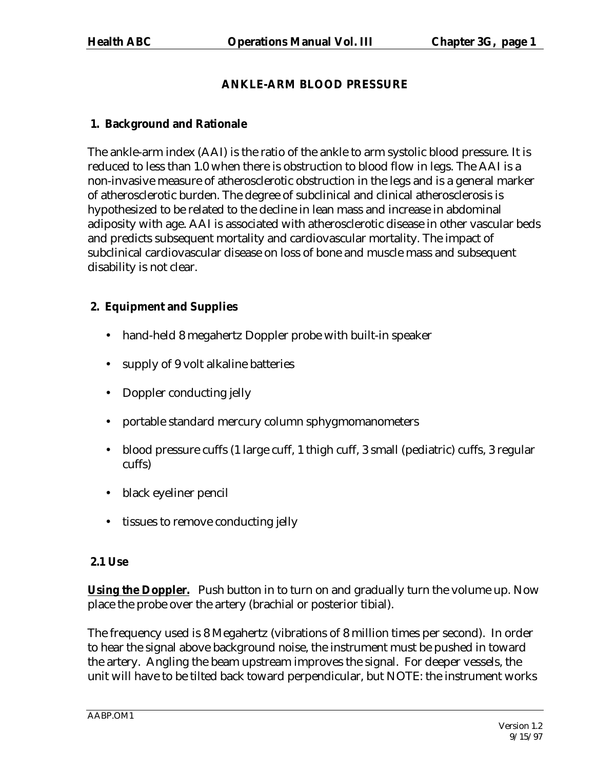# ANKLE-ARM BLOOD PRESSURE

## 1. Background and Rationale

The ankle-arm index (AAI) is the ratio of the ankle to arm systolic blood pressure. It is reduced to less than 1.0 when there is obstruction to blood flow in legs. The AAI is a non-invasive measure of atherosclerotic obstruction in the legs and is a general marker of atherosclerotic burden. The degree of subclinical and clinical atherosclerosis is hypothesized to be related to the decline in lean mass and increase in abdominal adiposity with age. AAI is associated with atherosclerotic disease in other vascular beds and predicts subsequent mortality and cardiovascular mortality. The impact of subclinical cardiovascular disease on loss of bone and muscle mass and subsequent disability is not clear.

## 2. Equipment and Supplies

- hand-held 8 megahertz Doppler probe with built-in speaker
- supply of 9 volt alkaline batteries
- Doppler conducting jelly
- portable standard mercury column sphygmomanometers
- blood pressure cuffs (1 large cuff, 1 thigh cuff, 3 small (pediatric) cuffs, 3 regular cuffs)
- black eyeliner pencil
- tissues to remove conducting jelly

### 2.1 Use

**Using the Doppler.** Push button in to turn on and gradually turn the volume up. Now place the probe over the artery (brachial or posterior tibial).

The frequency used is 8 Megahertz (vibrations of 8 million times per second). In order to hear the signal above background noise, the instrument must be pushed in toward the artery. Angling the beam upstream improves the signal. For deeper vessels, the unit will have to be tilted back toward perpendicular, but NOTE: the instrument works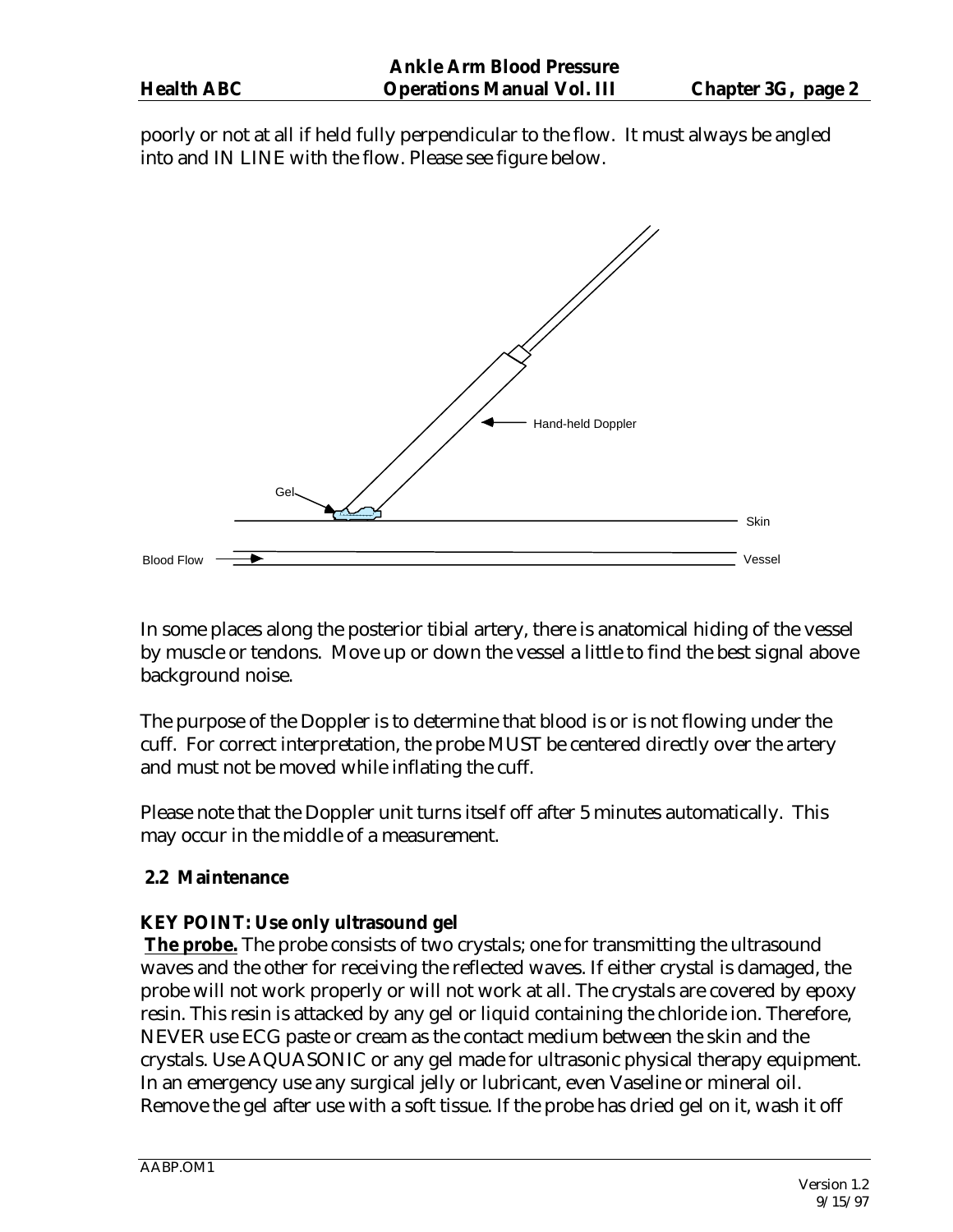poorly or not at all if held fully perpendicular to the flow. It must always be angled into and IN LINE with the flow. Please see figure below.

In some places along the posterior tibial artery, there is anatomical hiding of the vessel by muscle or tendons. Move up or down the vessel a little to find the best signal above background noise.

The purpose of the Doppler is to determine that blood is or is not flowing under the cuff. For correct interpretation, the probe MUST be centered directly over the artery and must not be moved while inflating the cuff.

Please note that the Doppler unit turns itself off after 5 minutes automatically. This may occur in the middle of a measurement.

### 2.2 Maintenance

**KEY POINT: Use only ultrasound gel**

**The probe.** The probe consists of two crystals; one for transmitting the ultrasound waves and the other for receiving the reflected waves. If either crystal is damaged, the probe will not work properly or will not work at all. The crystals are covered by epoxy resin. This resin is attacked by any gel or liquid containing the chloride ion. Therefore, NEVER use ECG paste or cream as the contact medium between the skin and the crystals. Use AQUASONIC or any gel made for ultrasonic physical therapy equipment. In an emergency use any surgical jelly or lubricant, even Vaseline or mineral oil. Remove the gel after use with a soft tissue. If the probe has dried gel on it, wash it off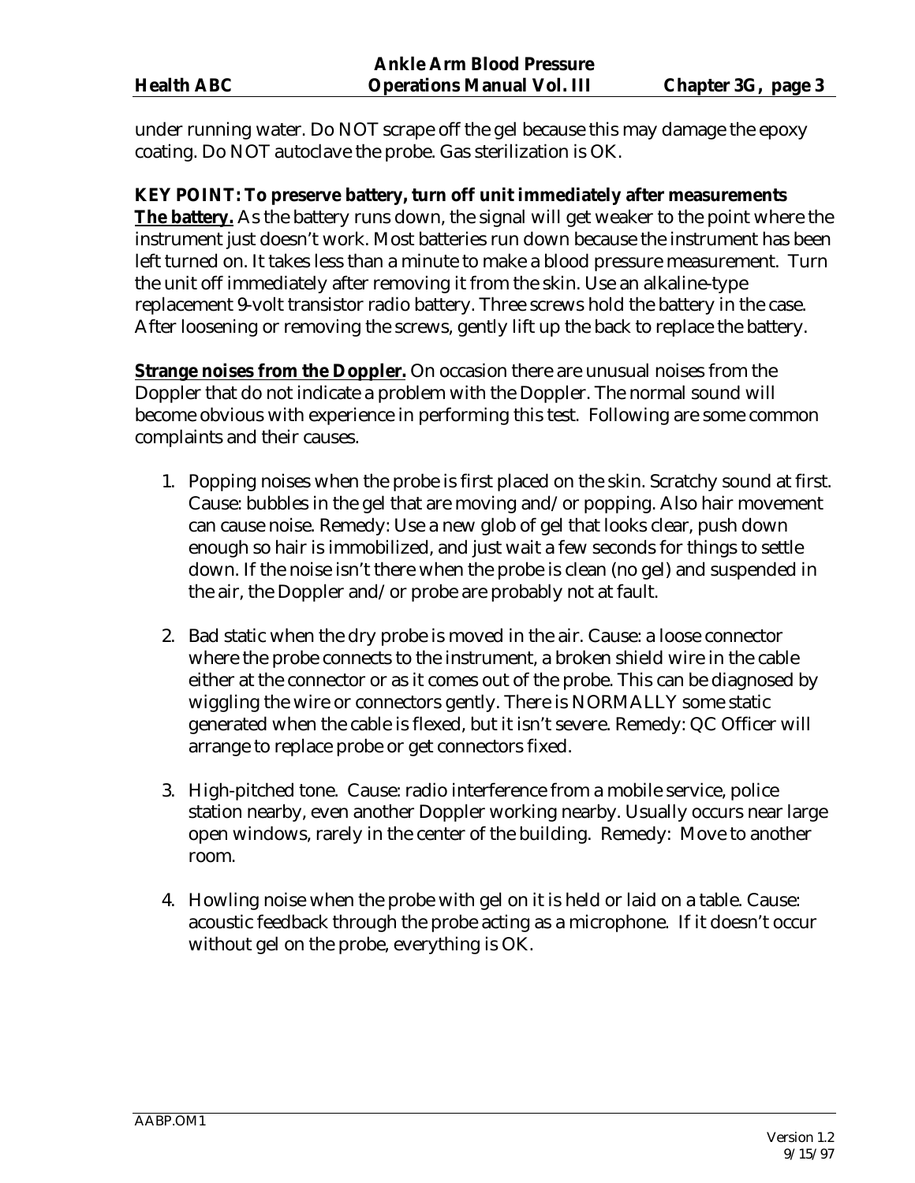under running water. Do NOT scrape off the gel because this may damage the epoxy coating. Do NOT autoclave the probe. Gas sterilization is OK.

**KEY POINT: To preserve battery, turn off unit immediately after measurements**

**The battery.** As the battery runs down, the signal will get weaker to the point where the instrument just doesn't work. Most batteries run down because the instrument has been left turned on. It takes less than a minute to make a blood pressure measurement. Turn the unit off immediately after removing it from the skin. Use an alkaline-type replacement 9-volt transistor radio battery. Three screws hold the battery in the case. After loosening or removing the screws, gently lift up the back to replace the battery.

**Strange noises from the Doppler.** On occasion there are unusual noises from the Doppler that do not indicate a problem with the Doppler. The normal sound will become obvious with experience in performing this test. Following are some common complaints and their causes.

1. Popping noises when the probe is first placed on the skin. Scratchy sound at first. Cause: bubbles in the gel that are moving and/or popping. Also hair movement can cause noise. Remedy: Use a new glob of gel that looks clear, push down enough so hair is immobilized, and just wait a few seconds for things to settle down. If the noise isn't there when the probe is clean (no gel) and suspended in the air, the Doppler and/or probe are probably not at fault.

2. Bad static when the dry probe is moved in the air. Cause: a loose connector where the probe connects to the instrument, a broken shield wire in the cable either at the connector or as it comes out of the probe. This can be diagnosed by wiggling the wire or connectors gently. There is NORMALLY some static generated when the cable is flexed, but it isn't severe. Remedy: QC Officer will arrange to replace probe or get connectors fixed.

3. High-pitched tone. Cause: radio interference from a mobile service, police station nearby, even another Doppler working nearby. Usually occurs near large open windows, rarely in the center of the building. Remedy: Move to another room.

4. Howling noise when the probe with gel on it is held or laid on a table. Cause: acoustic feedback through the probe acting as a microphone. If it doesn't occur without gel on the probe, everything is OK.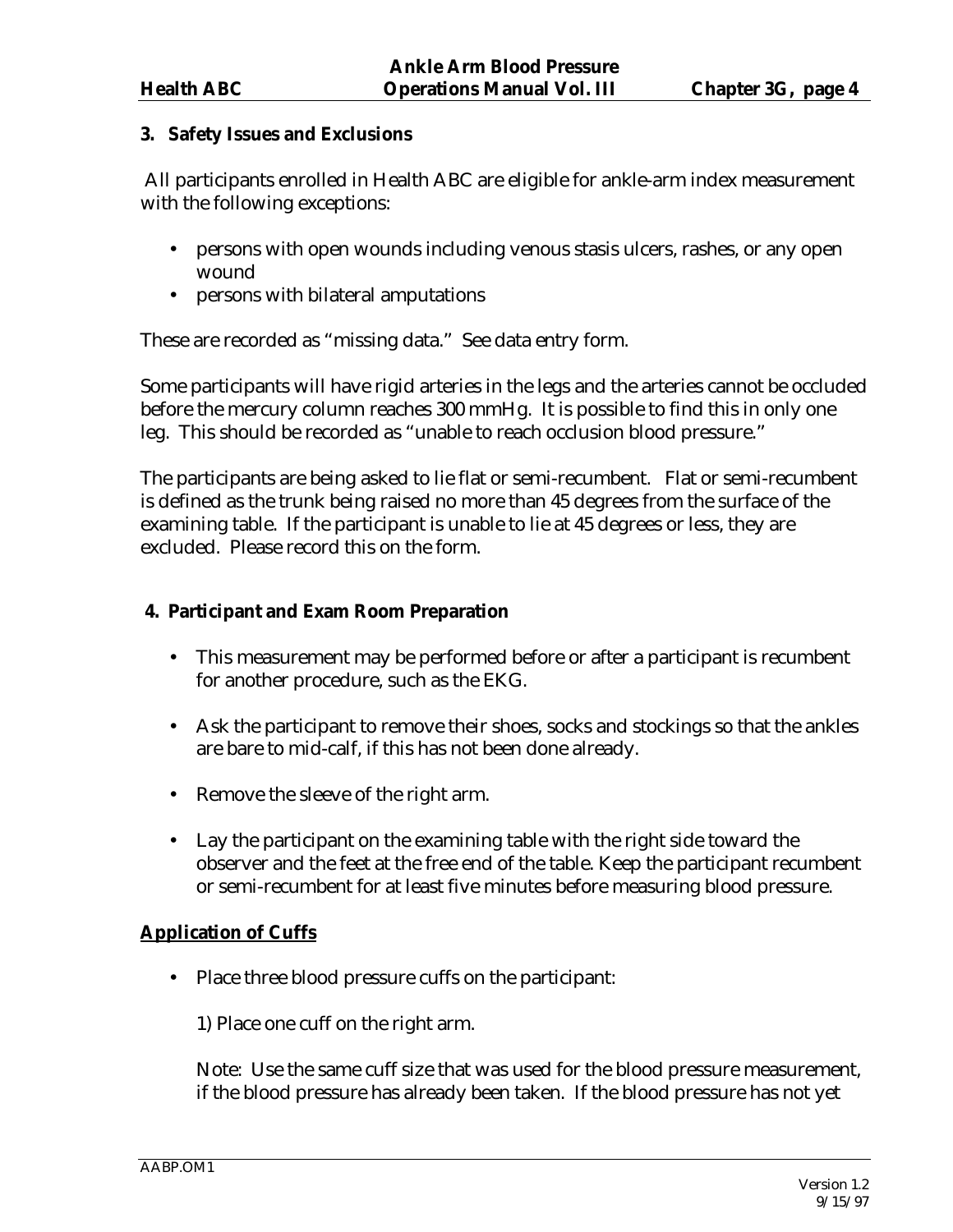### 3. Safety Issues and Exclusions

All participants enrolled in Health ABC are eligible for ankle-arm index measurement with the following exceptions:

- persons with open wounds including venous stasis ulcers, rashes, or any open wound
- persons with bilateral amputations

These are recorded as "missing data." See data entry form.

Some participants will have rigid arteries in the legs and the arteries cannot be occluded before the mercury column reaches 300 mmHg. It is possible to find this in only one leg. This should be recorded as "unable to reach occlusion blood pressure."

The participants are being asked to lie flat or semi-recumbent. Flat or semi-recumbent is defined as the trunk being raised no more than 45 degrees from the surface of the examining table. If the participant is unable to lie at 45 degrees or less, they are excluded. Please record this on the form.

### 4. Participant and Exam Room Preparation

- This measurement may be performed before or after a participant is recumbent for another procedure, such as the EKG.
- Ask the participant to remove their shoes, socks and stockings so that the ankles are bare to mid-calf, if this has not been done already.
- Remove the sleeve of the right arm.
- Lay the participant on the examining table with the right side toward the observer and the feet at the free end of the table. Keep the participant recumbent or semi-recumbent for at least five minutes before measuring blood pressure.

**Application of Cuffs**

- Place three blood pressure cuffs on the participant:

  1) Place one cuff on the right arm.

  Note: Use the same cuff size that was used for the blood pressure measurement, if the blood pressure has already been taken. If the blood pressure has not yet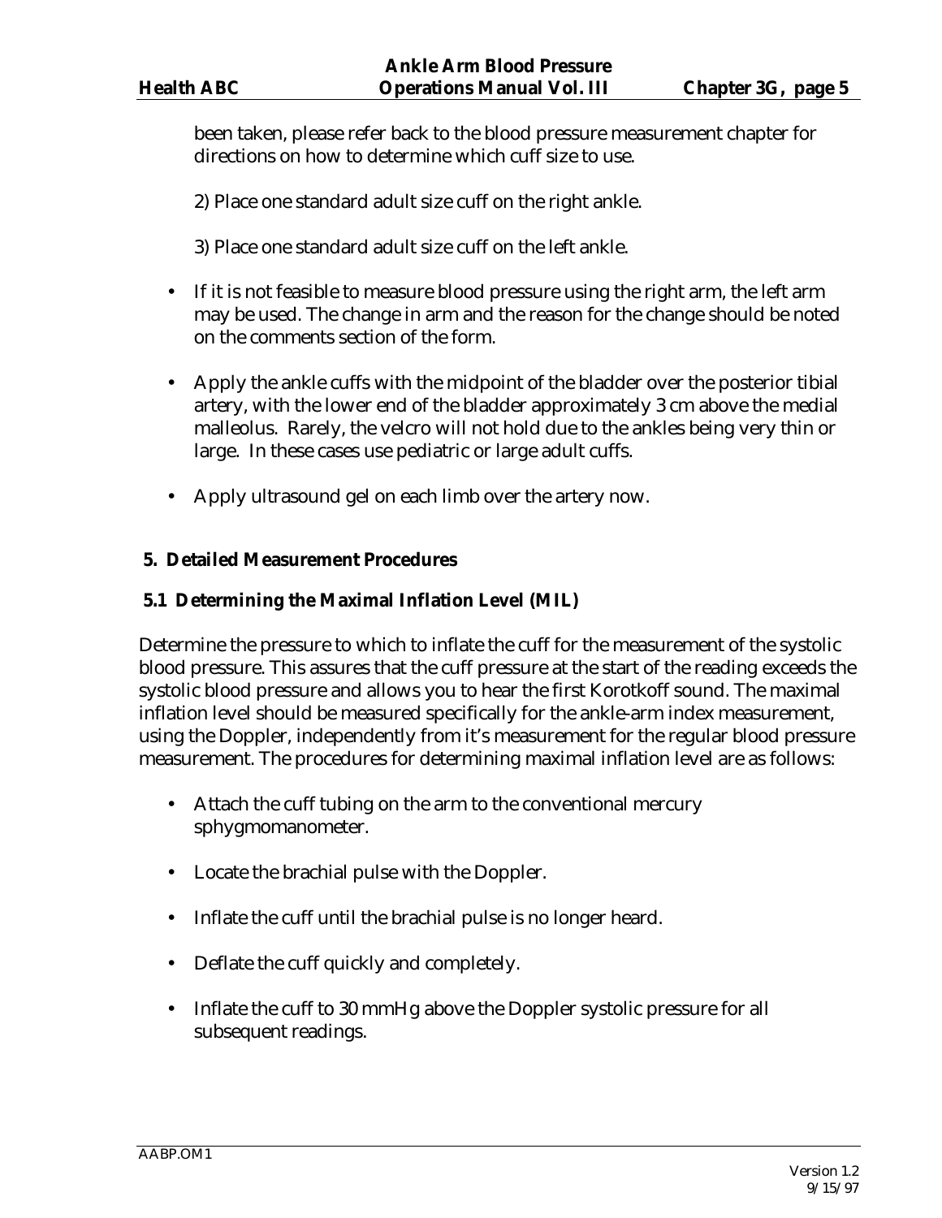been taken, please refer back to the blood pressure measurement chapter for directions on how to determine which cuff size to use.

2) Place one standard adult size cuff on the right ankle.

3) Place one standard adult size cuff on the left ankle.

- If it is not feasible to measure blood pressure using the right arm, the left arm may be used. The change in arm and the reason for the change should be noted on the comments section of the form.
- Apply the ankle cuffs with the midpoint of the bladder over the posterior tibial artery, with the lower end of the bladder approximately 3 cm above the medial malleolus. Rarely, the velcro will not hold due to the ankles being very thin or large. In these cases use pediatric or large adult cuffs.
- Apply ultrasound gel on each limb over the artery now.

## 5. Detailed Measurement Procedures

### 5.1 Determining the Maximal Inflation Level (MIL)

Determine the pressure to which to inflate the cuff for the measurement of the systolic blood pressure. This assures that the cuff pressure at the start of the reading exceeds the systolic blood pressure and allows you to hear the first Korotkoff sound. The maximal inflation level should be measured specifically for the ankle-arm index measurement, using the Doppler, independently from it's measurement for the regular blood pressure measurement. The procedures for determining maximal inflation level are as follows:

- Attach the cuff tubing on the arm to the conventional mercury sphygmomanometer.
- Locate the brachial pulse with the Doppler.
- Inflate the cuff until the brachial pulse is no longer heard.
- Deflate the cuff quickly and completely.
- Inflate the cuff to 30 mmHg above the Doppler systolic pressure for all subsequent readings.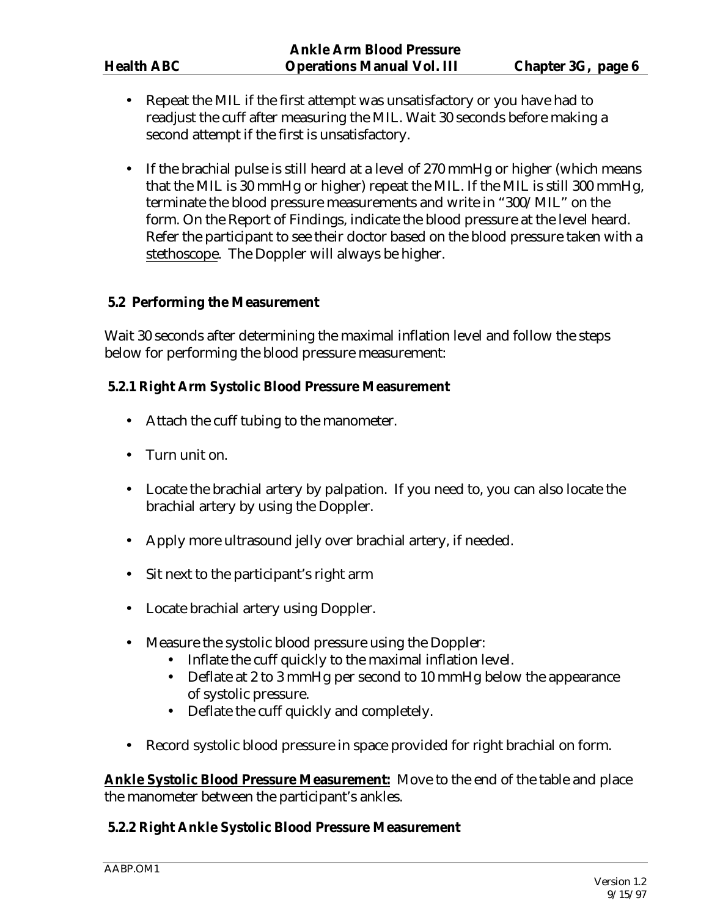- Repeat the MIL if the first attempt was unsatisfactory or you have had to readjust the cuff after measuring the MIL. Wait 30 seconds before making a second attempt if the first is unsatisfactory.

- If the brachial pulse is still heard at a level of 270 mmHg or higher (which means that the MIL is 30 mmHg or higher) repeat the MIL. If the MIL is still 300 mmHg, terminate the blood pressure measurements and write in "300/MIL" on the form. On the Report of Findings, indicate the blood pressure at the level heard. Refer the participant to see their doctor based on the blood pressure taken with a <u>stethoscope</u>. The Doppler will always be higher.

### 5.2 Performing the Measurement

Wait 30 seconds after determining the maximal inflation level and follow the steps below for performing the blood pressure measurement:

#### 5.2.1 Right Arm Systolic Blood Pressure Measurement

- Attach the cuff tubing to the manometer.

- Turn unit on.

- Locate the brachial artery by palpation. If you need to, you can also locate the brachial artery by using the Doppler.

- Apply more ultrasound jelly over brachial artery, if needed.

- Sit next to the participant's right arm

- Locate brachial artery using Doppler.

- Measure the systolic blood pressure using the Doppler:
  - Inflate the cuff quickly to the maximal inflation level.
  - Deflate at 2 to 3 mmHg per second to 10 mmHg below the appearance of systolic pressure.
  - Deflate the cuff quickly and completely.

- Record systolic blood pressure in space provided for right brachial on form.

**<u>Ankle Systolic Blood Pressure Measurement:</u>** Move to the end of the table and place the manometer between the participant's ankles.

#### 5.2.2 Right Ankle Systolic Blood Pressure Measurement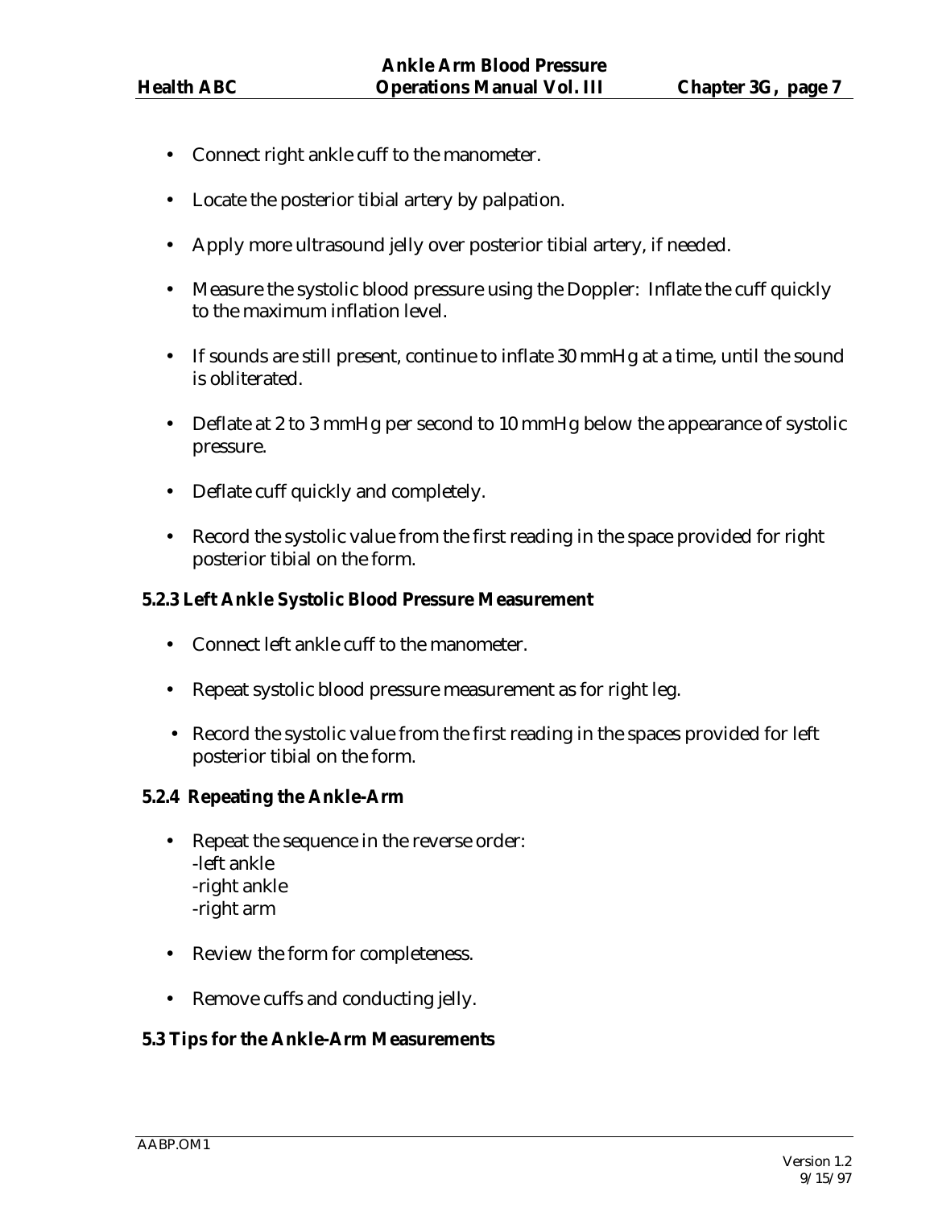- Connect right ankle cuff to the manometer.
- Locate the posterior tibial artery by palpation.
- Apply more ultrasound jelly over posterior tibial artery, if needed.
- Measure the systolic blood pressure using the Doppler: Inflate the cuff quickly to the maximum inflation level.
- If sounds are still present, continue to inflate 30 mmHg at a time, until the sound is obliterated.
- Deflate at 2 to 3 mmHg per second to 10 mmHg below the appearance of systolic pressure.
- Deflate cuff quickly and completely.
- Record the systolic value from the first reading in the space provided for right posterior tibial on the form.

### 5.2.3 Left Ankle Systolic Blood Pressure Measurement

- Connect left ankle cuff to the manometer.
- Repeat systolic blood pressure measurement as for right leg.
- Record the systolic value from the first reading in the spaces provided for left posterior tibial on the form.

### 5.2.4 Repeating the Ankle-Arm

- Repeat the sequence in the reverse order:
  -left ankle
  -right ankle
  -right arm
- Review the form for completeness.
- Remove cuffs and conducting jelly.

### 5.3 Tips for the Ankle-Arm Measurements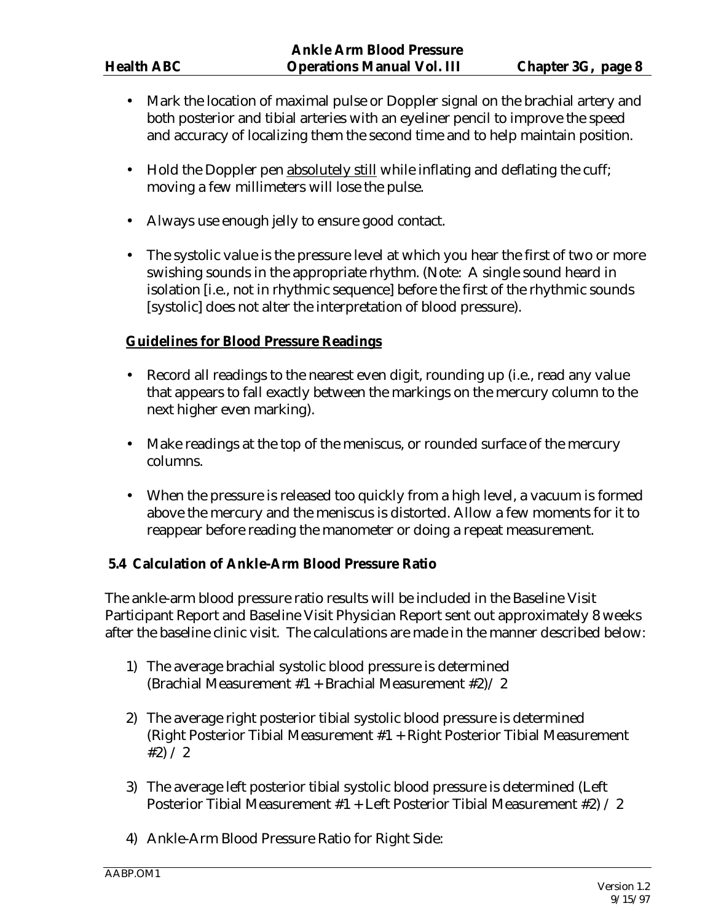- Mark the location of maximal pulse or Doppler signal on the brachial artery and both posterior and tibial arteries with an eyeliner pencil to improve the speed and accuracy of localizing them the second time and to help maintain position.

- Hold the Doppler pen <u>absolutely still</u> while inflating and deflating the cuff; moving a few millimeters will lose the pulse.

- Always use enough jelly to ensure good contact.

- The systolic value is the pressure level at which you hear the first of two or more swishing sounds in the appropriate rhythm. (Note: A single sound heard in isolation [i.e., not in rhythmic sequence] before the first of the rhythmic sounds [systolic] does not alter the interpretation of blood pressure).

**<u>Guidelines for Blood Pressure Readings</u>**

- Record all readings to the nearest even digit, rounding up (i.e., read any value that appears to fall exactly between the markings on the mercury column to the next higher even marking).

- Make readings at the top of the meniscus, or rounded surface of the mercury columns.

- When the pressure is released too quickly from a high level, a vacuum is formed above the mercury and the meniscus is distorted. Allow a few moments for it to reappear before reading the manometer or doing a repeat measurement.

### 5.4 Calculation of Ankle-Arm Blood Pressure Ratio

The ankle-arm blood pressure ratio results will be included in the Baseline Visit Participant Report and Baseline Visit Physician Report sent out approximately 8 weeks after the baseline clinic visit. The calculations are made in the manner described below:

1) The average brachial systolic blood pressure is determined (Brachial Measurement #1 + Brachial Measurement #2)/ 2

2) The average right posterior tibial systolic blood pressure is determined (Right Posterior Tibial Measurement #1 + Right Posterior Tibial Measurement #2) / 2

3) The average left posterior tibial systolic blood pressure is determined (Left Posterior Tibial Measurement #1 + Left Posterior Tibial Measurement #2) / 2

4) Ankle-Arm Blood Pressure Ratio for Right Side: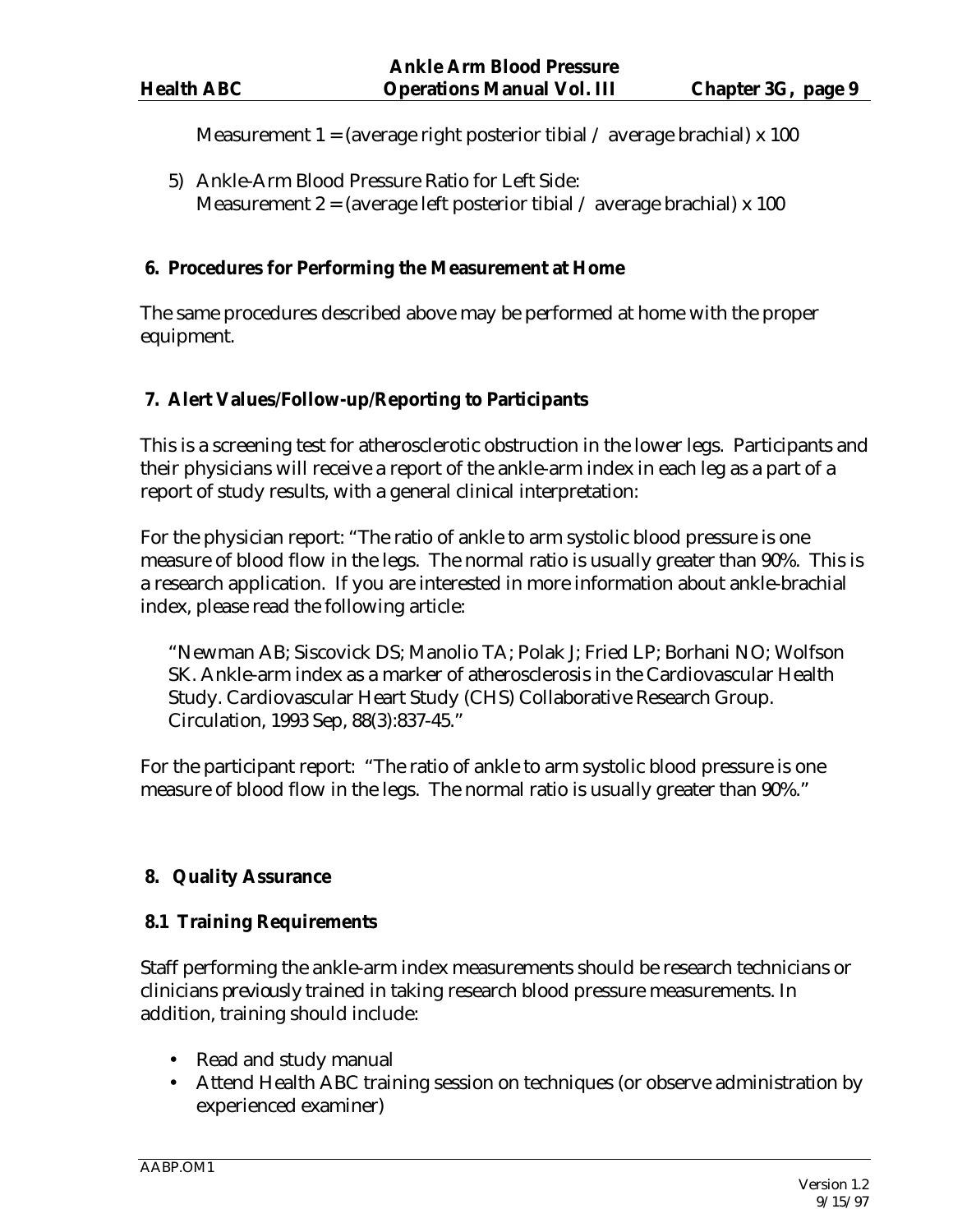Measurement 1 = (average right posterior tibial / average brachial) x 100

5) Ankle-Arm Blood Pressure Ratio for Left Side:
   Measurement 2 = (average left posterior tibial / average brachial) x 100

## 6. Procedures for Performing the Measurement at Home

The same procedures described above may be performed at home with the proper equipment.

## 7. Alert Values/Follow-up/Reporting to Participants

This is a screening test for atherosclerotic obstruction in the lower legs. Participants and their physicians will receive a report of the ankle-arm index in each leg as a part of a report of study results, with a general clinical interpretation:

For the physician report: "The ratio of ankle to arm systolic blood pressure is one measure of blood flow in the legs. The normal ratio is usually greater than 90%. This is a research application. If you are interested in more information about ankle-brachial index, please read the following article:

> "Newman AB; Siscovick DS; Manolio TA; Polak J; Fried LP; Borhani NO; Wolfson SK. Ankle-arm index as a marker of atherosclerosis in the Cardiovascular Health Study. Cardiovascular Heart Study (CHS) Collaborative Research Group. Circulation, 1993 Sep, 88(3):837-45."

For the participant report: "The ratio of ankle to arm systolic blood pressure is one measure of blood flow in the legs. The normal ratio is usually greater than 90%."

## 8. Quality Assurance

### 8.1 Training Requirements

Staff performing the ankle-arm index measurements should be research technicians or clinicians previously trained in taking research blood pressure measurements. In addition, training should include:

- Read and study manual
- Attend Health ABC training session on techniques (or observe administration by experienced examiner)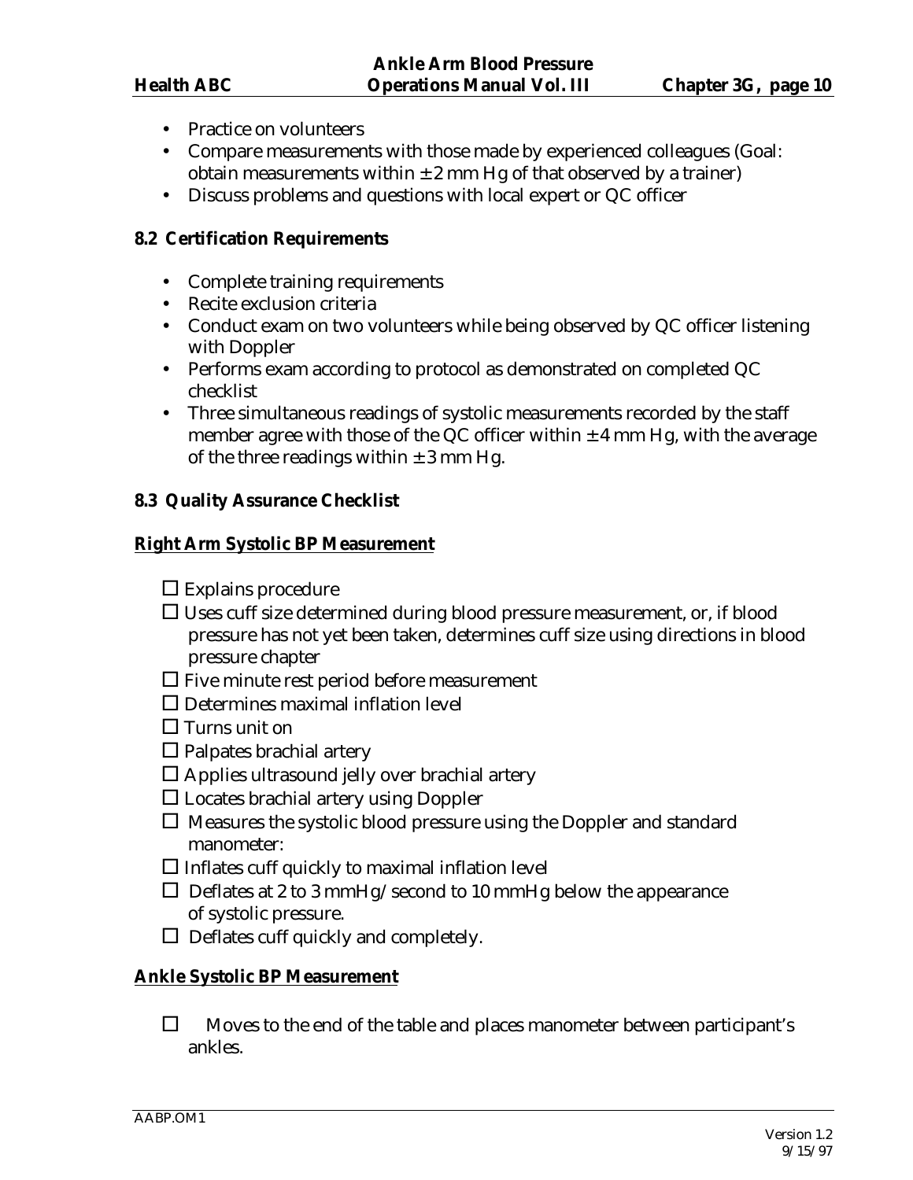- Practice on volunteers
- Compare measurements with those made by experienced colleagues (Goal: obtain measurements within ± 2 mm Hg of that observed by a trainer)
- Discuss problems and questions with local expert or QC officer

### 8.2 Certification Requirements

- Complete training requirements
- Recite exclusion criteria
- Conduct exam on two volunteers while being observed by QC officer listening with Doppler
- Performs exam according to protocol as demonstrated on completed QC checklist
- Three simultaneous readings of systolic measurements recorded by the staff member agree with those of the QC officer within ± 4 mm Hg, with the average of the three readings within ± 3 mm Hg.

### 8.3 Quality Assurance Checklist

**<u>Right Arm Systolic BP Measurement</u>**

☐ Explains procedure

☐ Uses cuff size determined during blood pressure measurement, or, if blood pressure has not yet been taken, determines cuff size using directions in blood pressure chapter

☐ Five minute rest period before measurement

☐ Determines maximal inflation level

☐ Turns unit on

☐ Palpates brachial artery

☐ Applies ultrasound jelly over brachial artery

☐ Locates brachial artery using Doppler

☐ Measures the systolic blood pressure using the Doppler and standard manometer:

☐ Inflates cuff quickly to maximal inflation level

☐ Deflates at 2 to 3 mmHg/second to 10 mmHg below the appearance of systolic pressure.

☐ Deflates cuff quickly and completely.

**<u>Ankle Systolic BP Measurement</u>**

☐ Moves to the end of the table and places manometer between participant's ankles.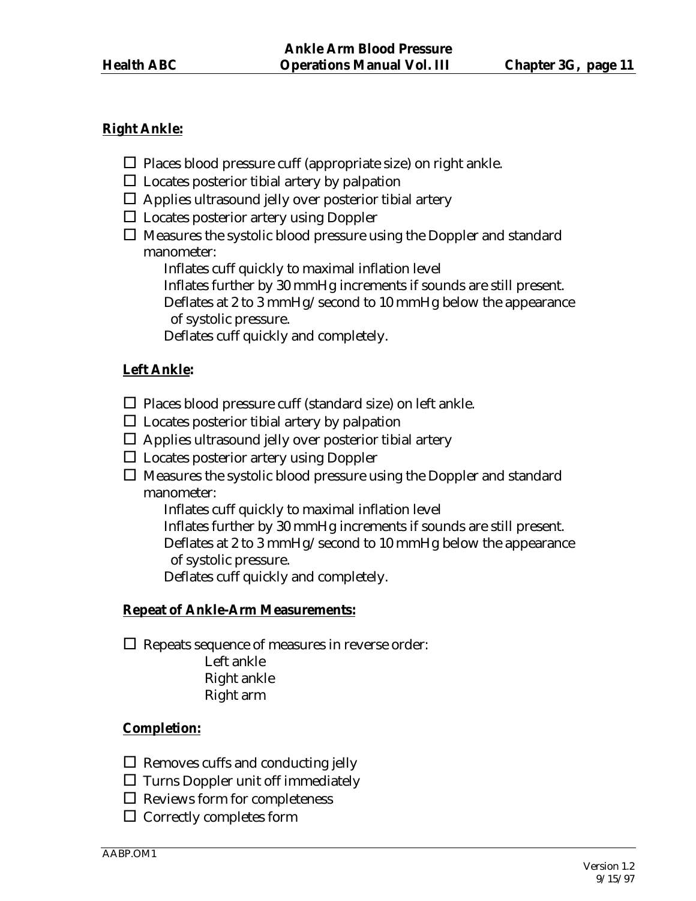**Right Ankle:**

- ☐ Places blood pressure cuff (appropriate size) on right ankle.
- ☐ Locates posterior tibial artery by palpation
- ☐ Applies ultrasound jelly over posterior tibial artery
- ☐ Locates posterior artery using Doppler
- ☐ Measures the systolic blood pressure using the Doppler and standard manometer:
  - Inflates cuff quickly to maximal inflation level
  - Inflates further by 30 mmHg increments if sounds are still present.
  - Deflates at 2 to 3 mmHg/second to 10 mmHg below the appearance of systolic pressure.
  - Deflates cuff quickly and completely.

**Left Ankle:**

- ☐ Places blood pressure cuff (standard size) on left ankle.
- ☐ Locates posterior tibial artery by palpation
- ☐ Applies ultrasound jelly over posterior tibial artery
- ☐ Locates posterior artery using Doppler
- ☐ Measures the systolic blood pressure using the Doppler and standard manometer:
  - Inflates cuff quickly to maximal inflation level
  - Inflates further by 30 mmHg increments if sounds are still present.
  - Deflates at 2 to 3 mmHg/second to 10 mmHg below the appearance of systolic pressure.
  - Deflates cuff quickly and completely.

**Repeat of Ankle-Arm Measurements:**

- ☐ Repeats sequence of measures in reverse order:
  - Left ankle
  - Right ankle
  - Right arm

**Completion:**

- ☐ Removes cuffs and conducting jelly
- ☐ Turns Doppler unit off immediately
- ☐ Reviews form for completeness
- ☐ Correctly completes form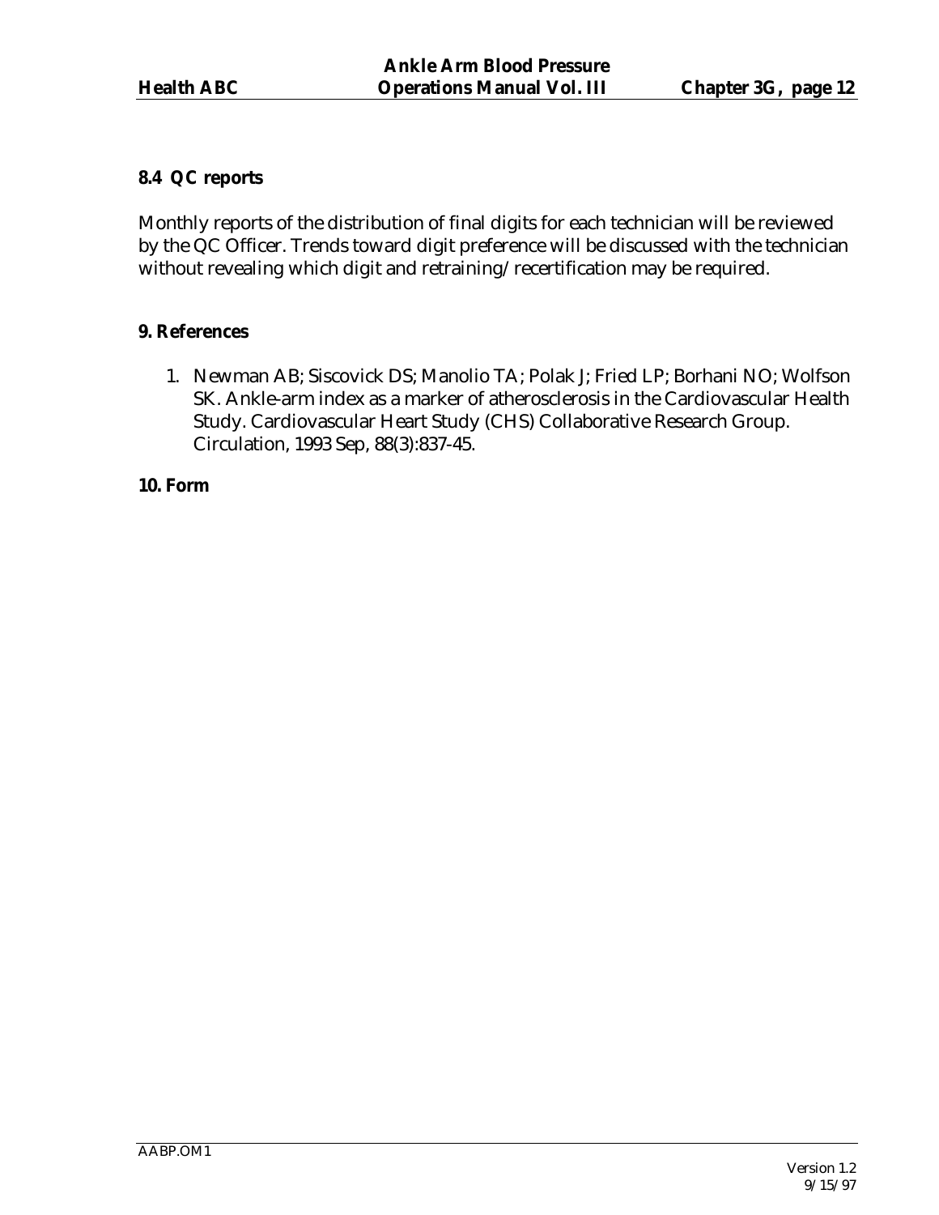### 8.4 QC reports

Monthly reports of the distribution of final digits for each technician will be reviewed by the QC Officer. Trends toward digit preference will be discussed with the technician without revealing which digit and retraining/recertification may be required.

### 9. References

1. Newman AB; Siscovick DS; Manolio TA; Polak J; Fried LP; Borhani NO; Wolfson SK. Ankle-arm index as a marker of atherosclerosis in the Cardiovascular Health Study. Cardiovascular Heart Study (CHS) Collaborative Research Group. Circulation, 1993 Sep, 88(3):837-45.

### 10. Form